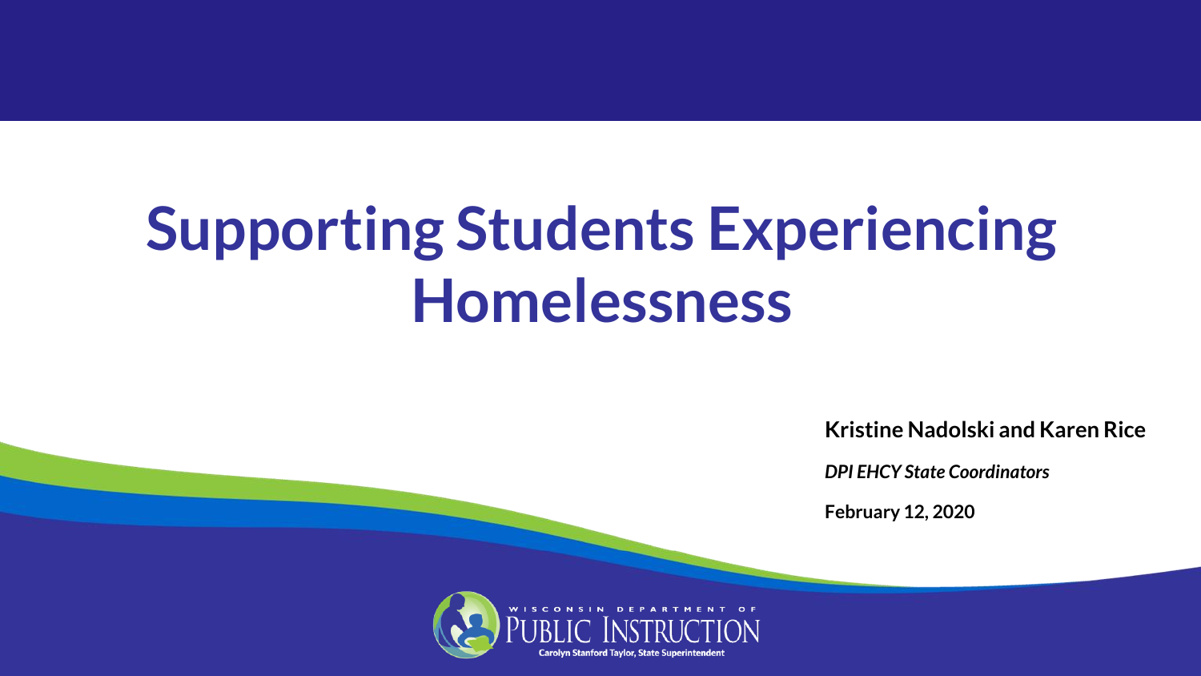# Supporting Students Experiencing Homelessness

**Kristine Nadolski and Karen Rice**

***DPI EHCY State Coordinators***

**February 12, 2020**

WISCONSIN DEPARTMENT OF PUBLIC INSTRUCTION

Carolyn Stanford Taylor, State Superintendent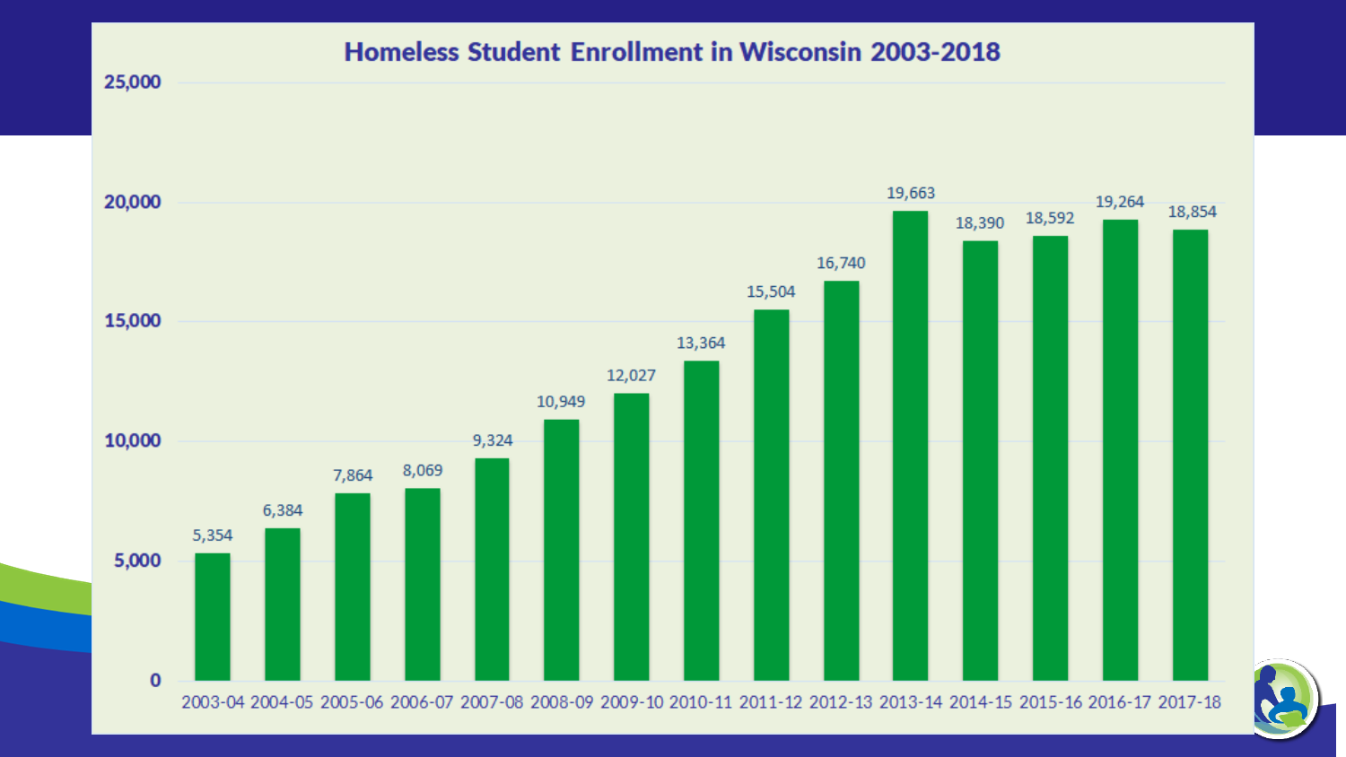# Homeless Student Enrollment in Wisconsin 2003-2018

| School Year | Enrollment |
|---|---|
| 2003-04 | 5,354 |
| 2004-05 | 6,384 |
| 2005-06 | 7,864 |
| 2006-07 | 8,069 |
| 2007-08 | 9,324 |
| 2008-09 | 10,949 |
| 2009-10 | 12,027 |
| 2010-11 | 13,364 |
| 2011-12 | 15,504 |
| 2012-13 | 16,740 |
| 2013-14 | 19,663 |
| 2014-15 | 18,390 |
| 2015-16 | 18,592 |
| 2016-17 | 19,264 |
| 2017-18 | 18,854 |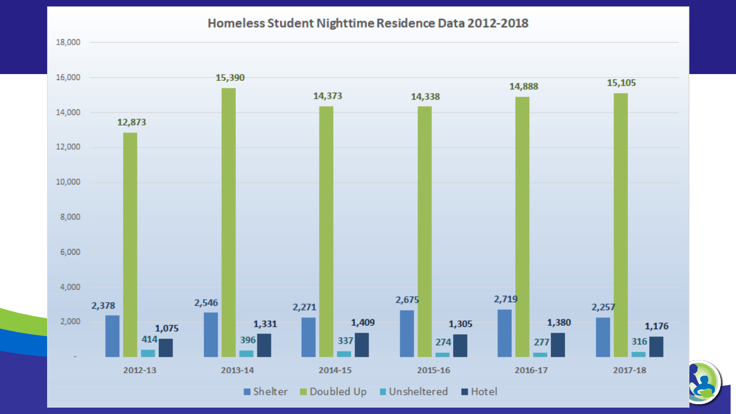# Homeless Student Nighttime Residence Data 2012-2018

| Year | Shelter | Doubled Up | Unsheltered | Hotel |
|---|---|---|---|---|
| 2012-13 | 2,378 | 12,873 | 414 | 1,075 |
| 2013-14 | 2,546 | 15,390 | 396 | 1,331 |
| 2014-15 | 2,271 | 14,373 | 337 | 1,409 |
| 2015-16 | 2,675 | 14,338 | 274 | 1,305 |
| 2016-17 | 2,719 | 14,888 | 277 | 1,380 |
| 2017-18 | 2,257 | 15,105 | 316 | 1,176 |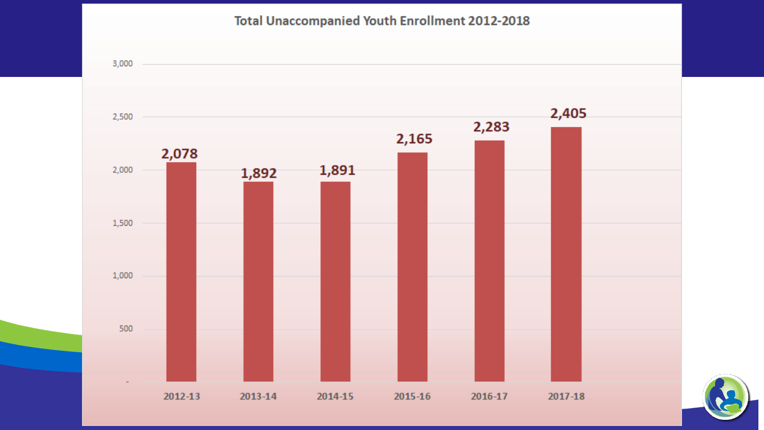## Total Unaccompanied Youth Enrollment 2012-2018

| Year | Enrollment |
| --- | --- |
| 2012-13 | 2,078 |
| 2013-14 | 1,892 |
| 2014-15 | 1,891 |
| 2015-16 | 2,165 |
| 2016-17 | 2,283 |
| 2017-18 | 2,405 |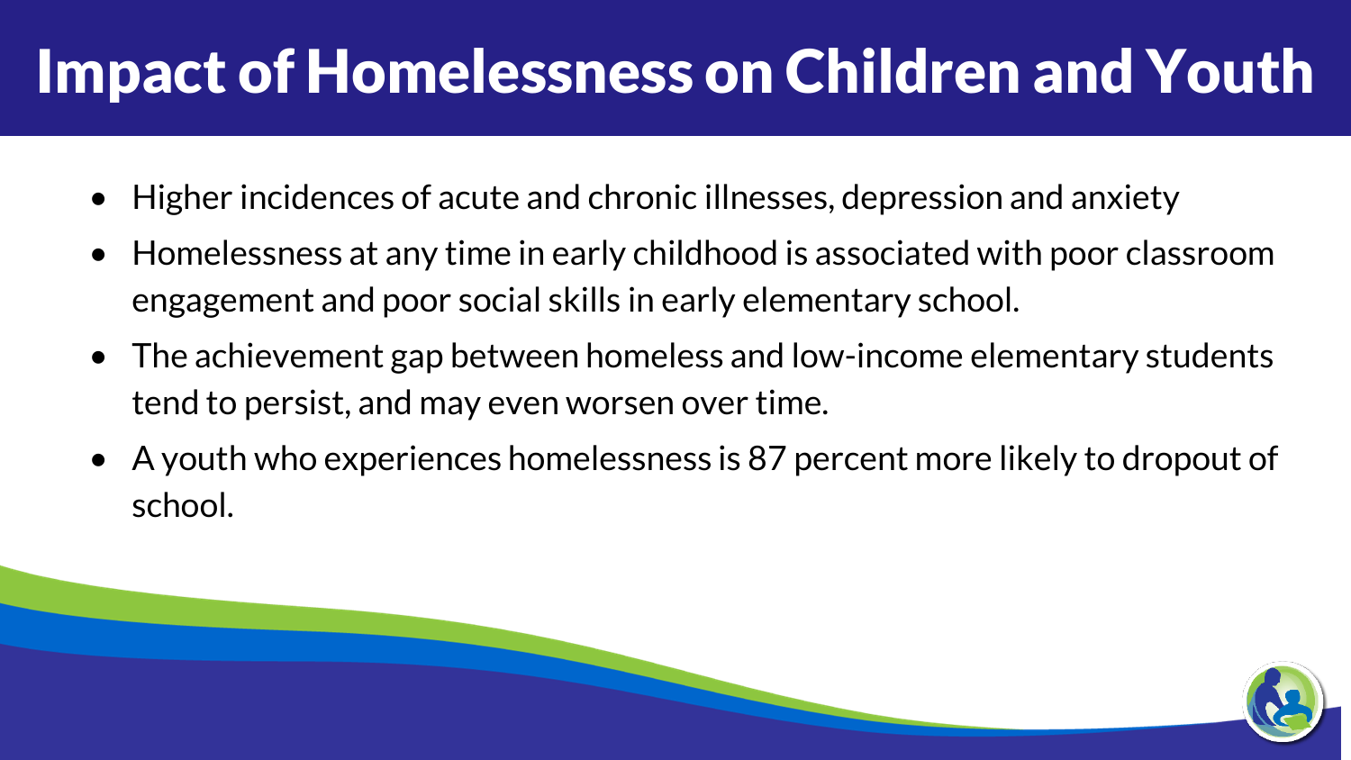# Impact of Homelessness on Children and Youth

- Higher incidences of acute and chronic illnesses, depression and anxiety
- Homelessness at any time in early childhood is associated with poor classroom engagement and poor social skills in early elementary school.
- The achievement gap between homeless and low-income elementary students tend to persist, and may even worsen over time.
- A youth who experiences homelessness is 87 percent more likely to dropout of school.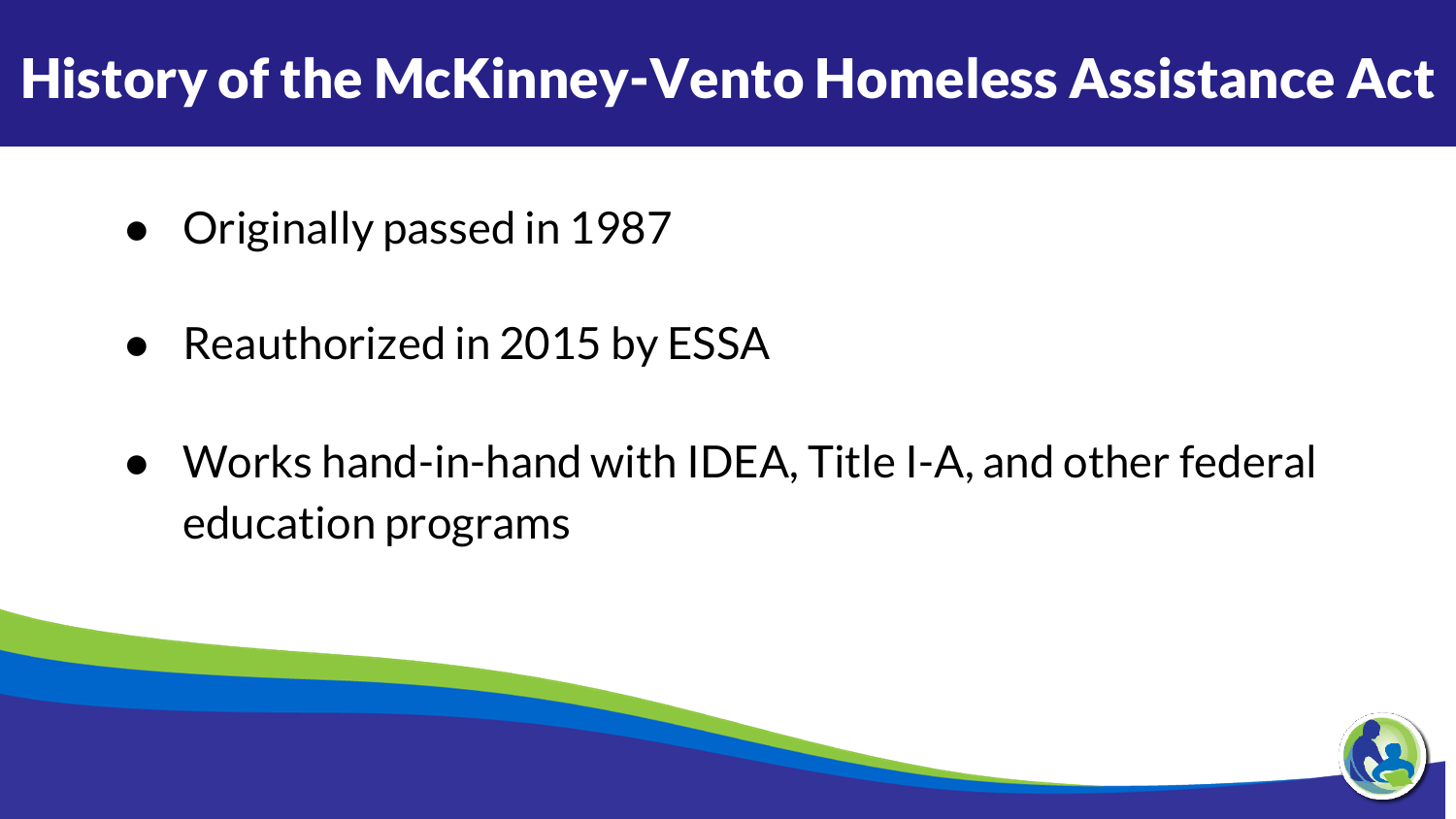# History of the McKinney-Vento Homeless Assistance Act

- Originally passed in 1987
- Reauthorized in 2015 by ESSA
- Works hand-in-hand with IDEA, Title I-A, and other federal education programs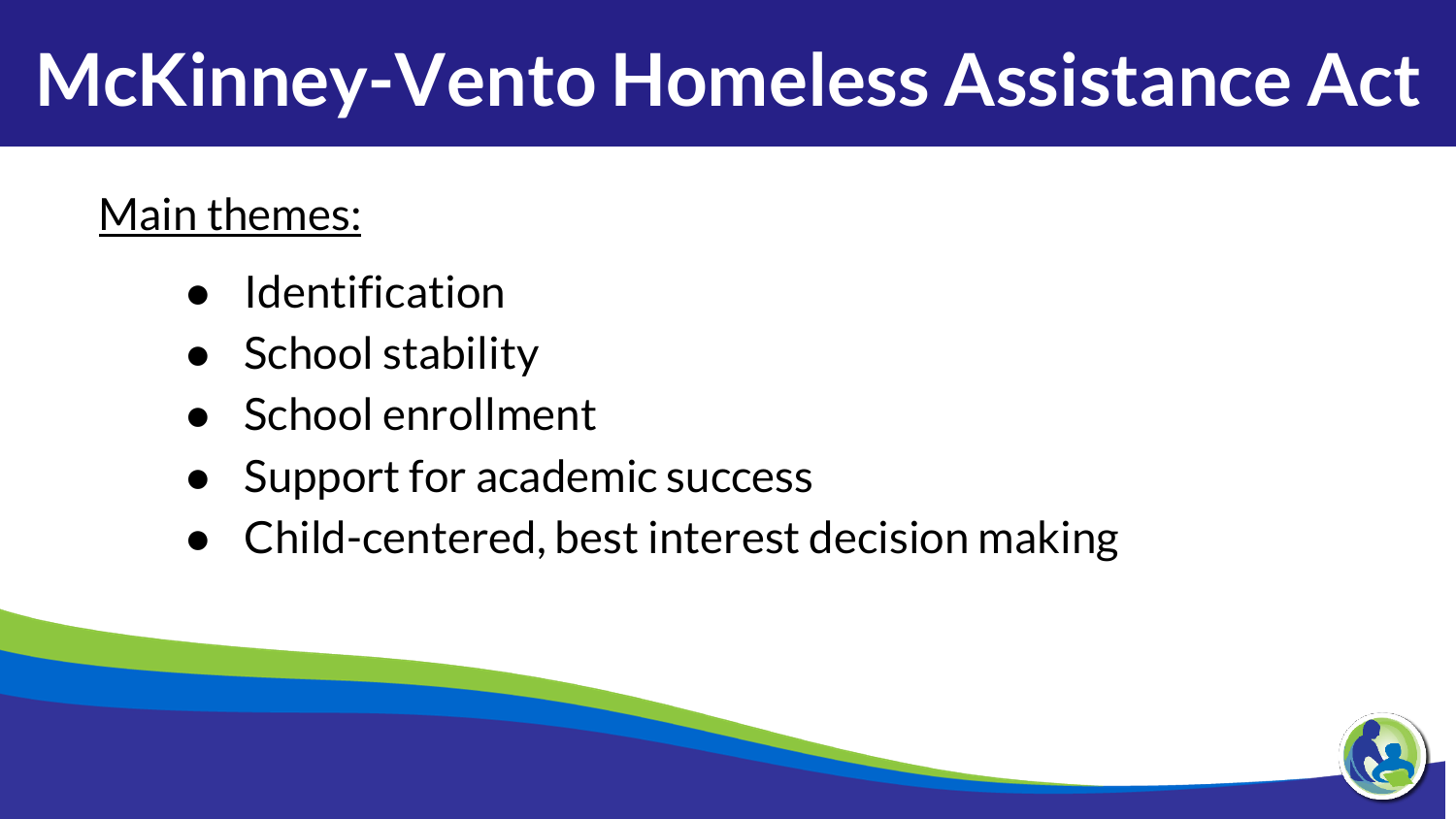# McKinney-Vento Homeless Assistance Act

Main themes:

- Identification
- School stability
- School enrollment
- Support for academic success
- Child-centered, best interest decision making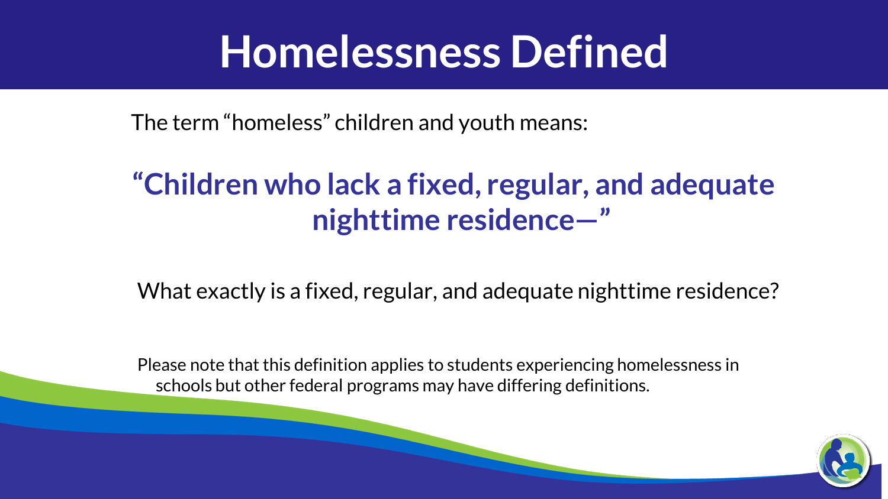# Homelessness Defined

The term "homeless" children and youth means:

**"Children who lack a fixed, regular, and adequate nighttime residence—"**

What exactly is a fixed, regular, and adequate nighttime residence?

Please note that this definition applies to students experiencing homelessness in schools but other federal programs may have differing definitions.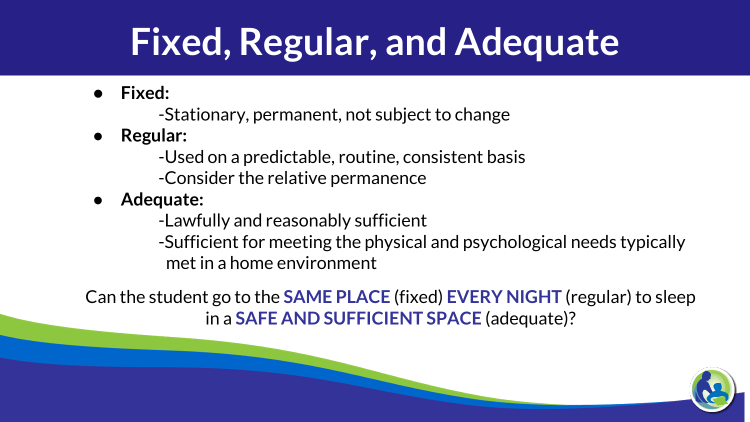# Fixed, Regular, and Adequate

- **Fixed:**
  - -Stationary, permanent, not subject to change
- **Regular:**
  - -Used on a predictable, routine, consistent basis
  - -Consider the relative permanence
- **Adequate:**
  - -Lawfully and reasonably sufficient
  - -Sufficient for meeting the physical and psychological needs typically met in a home environment

Can the student go to the **SAME PLACE** (fixed) **EVERY NIGHT** (regular) to sleep in a **SAFE AND SUFFICIENT SPACE** (adequate)?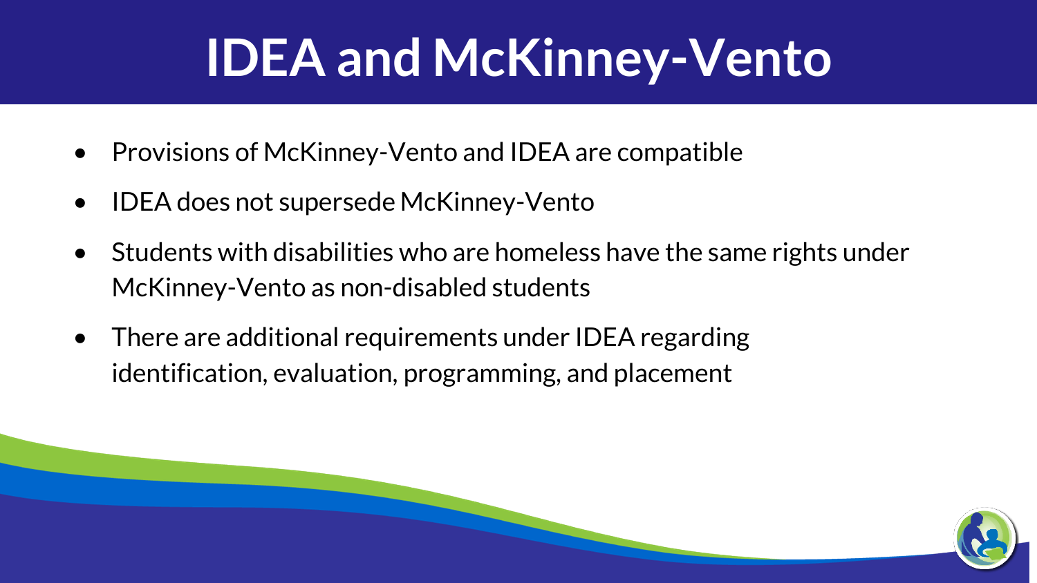# IDEA and McKinney-Vento

- Provisions of McKinney-Vento and IDEA are compatible
- IDEA does not supersede McKinney-Vento
- Students with disabilities who are homeless have the same rights under McKinney-Vento as non-disabled students
- There are additional requirements under IDEA regarding identification, evaluation, programming, and placement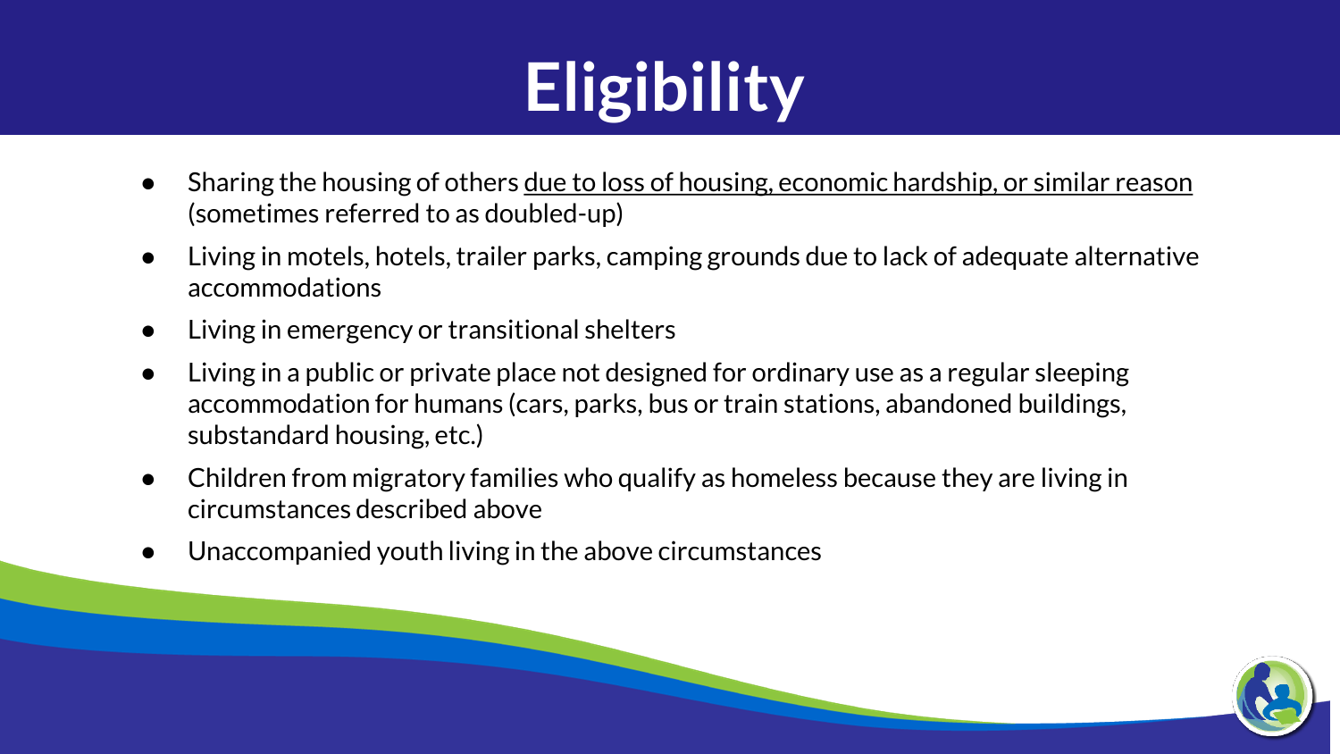# Eligibility

- Sharing the housing of others <u>due to loss of housing, economic hardship, or similar reason</u> (sometimes referred to as doubled-up)
- Living in motels, hotels, trailer parks, camping grounds due to lack of adequate alternative accommodations
- Living in emergency or transitional shelters
- Living in a public or private place not designed for ordinary use as a regular sleeping accommodation for humans (cars, parks, bus or train stations, abandoned buildings, substandard housing, etc.)
- Children from migratory families who qualify as homeless because they are living in circumstances described above
- Unaccompanied youth living in the above circumstances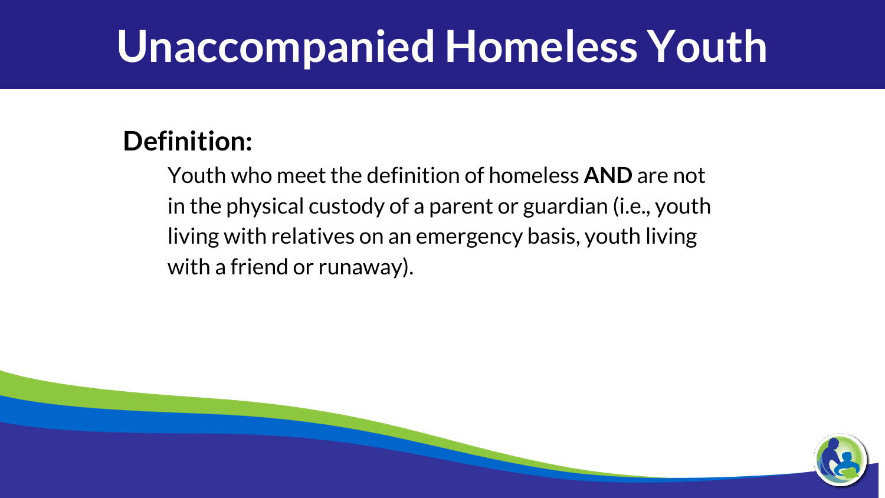# Unaccompanied Homeless Youth

**Definition:**

Youth who meet the definition of homeless **AND** are not in the physical custody of a parent or guardian (i.e., youth living with relatives on an emergency basis, youth living with a friend or runaway).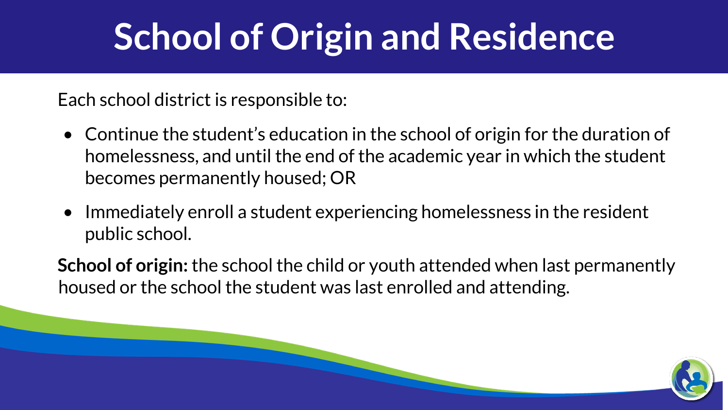# School of Origin and Residence

Each school district is responsible to:

- Continue the student's education in the school of origin for the duration of homelessness, and until the end of the academic year in which the student becomes permanently housed; OR
- Immediately enroll a student experiencing homelessness in the resident public school.

**School of origin:** the school the child or youth attended when last permanently housed or the school the student was last enrolled and attending.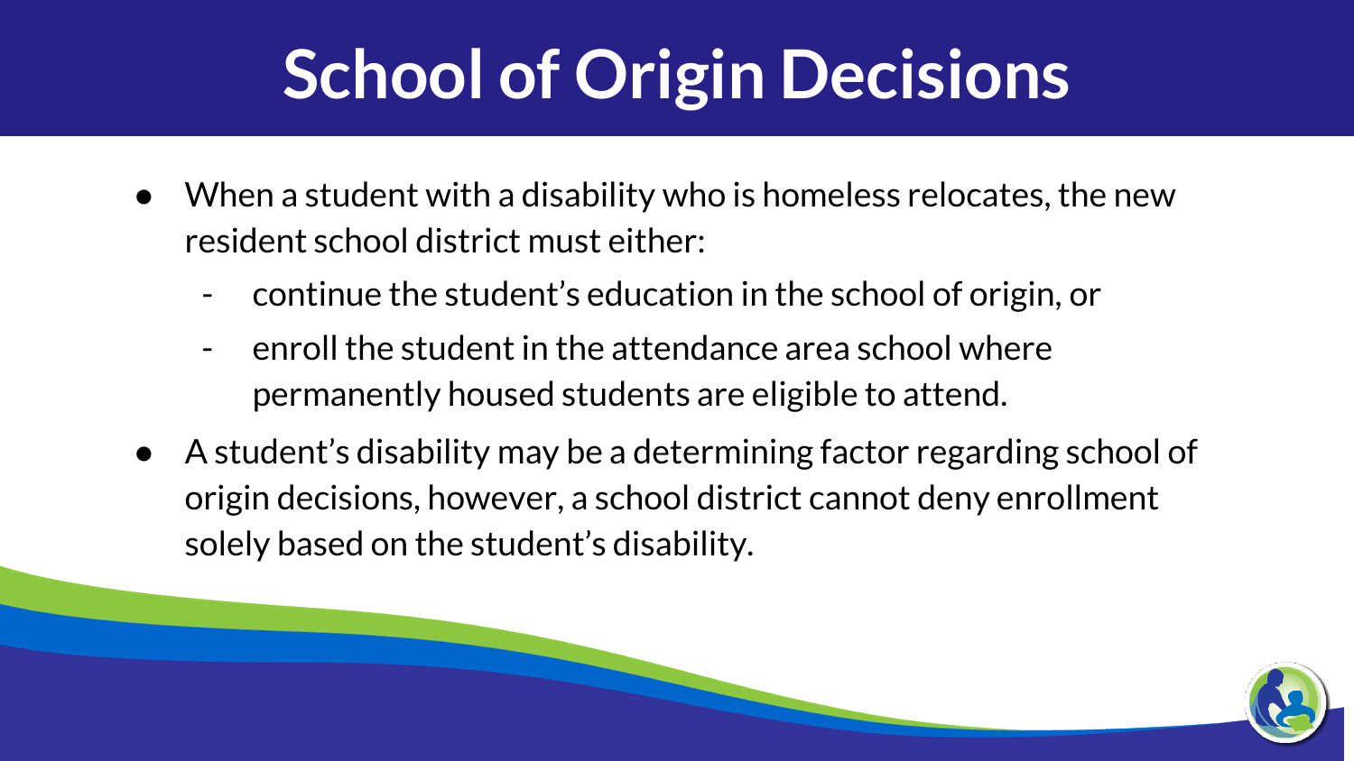# School of Origin Decisions

- When a student with a disability who is homeless relocates, the new resident school district must either:
  - continue the student's education in the school of origin, or
  - enroll the student in the attendance area school where permanently housed students are eligible to attend.
- A student's disability may be a determining factor regarding school of origin decisions, however, a school district cannot deny enrollment solely based on the student's disability.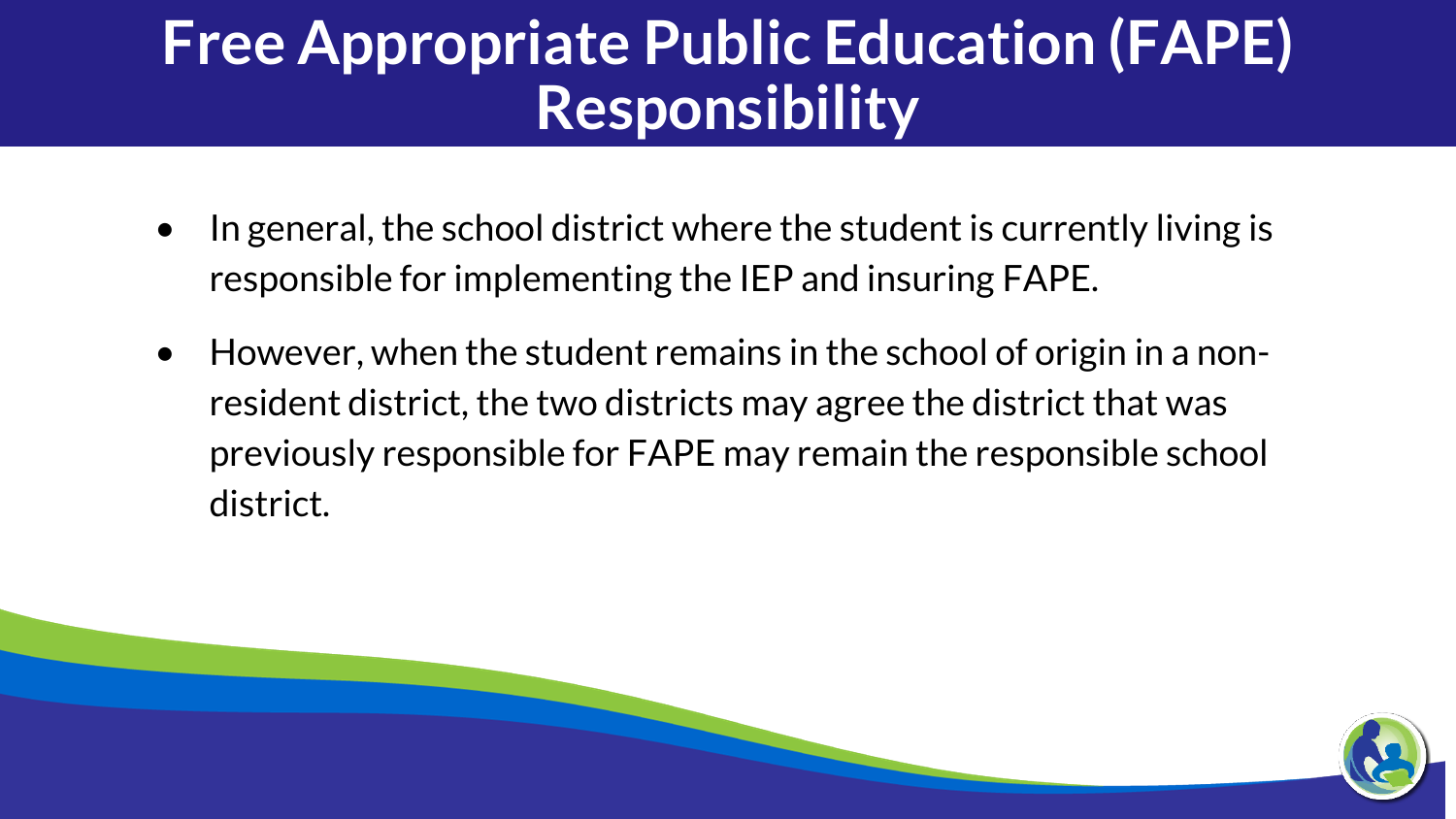# Free Appropriate Public Education (FAPE) Responsibility

- In general, the school district where the student is currently living is responsible for implementing the IEP and insuring FAPE.
- However, when the student remains in the school of origin in a non-resident district, the two districts may agree the district that was previously responsible for FAPE may remain the responsible school district.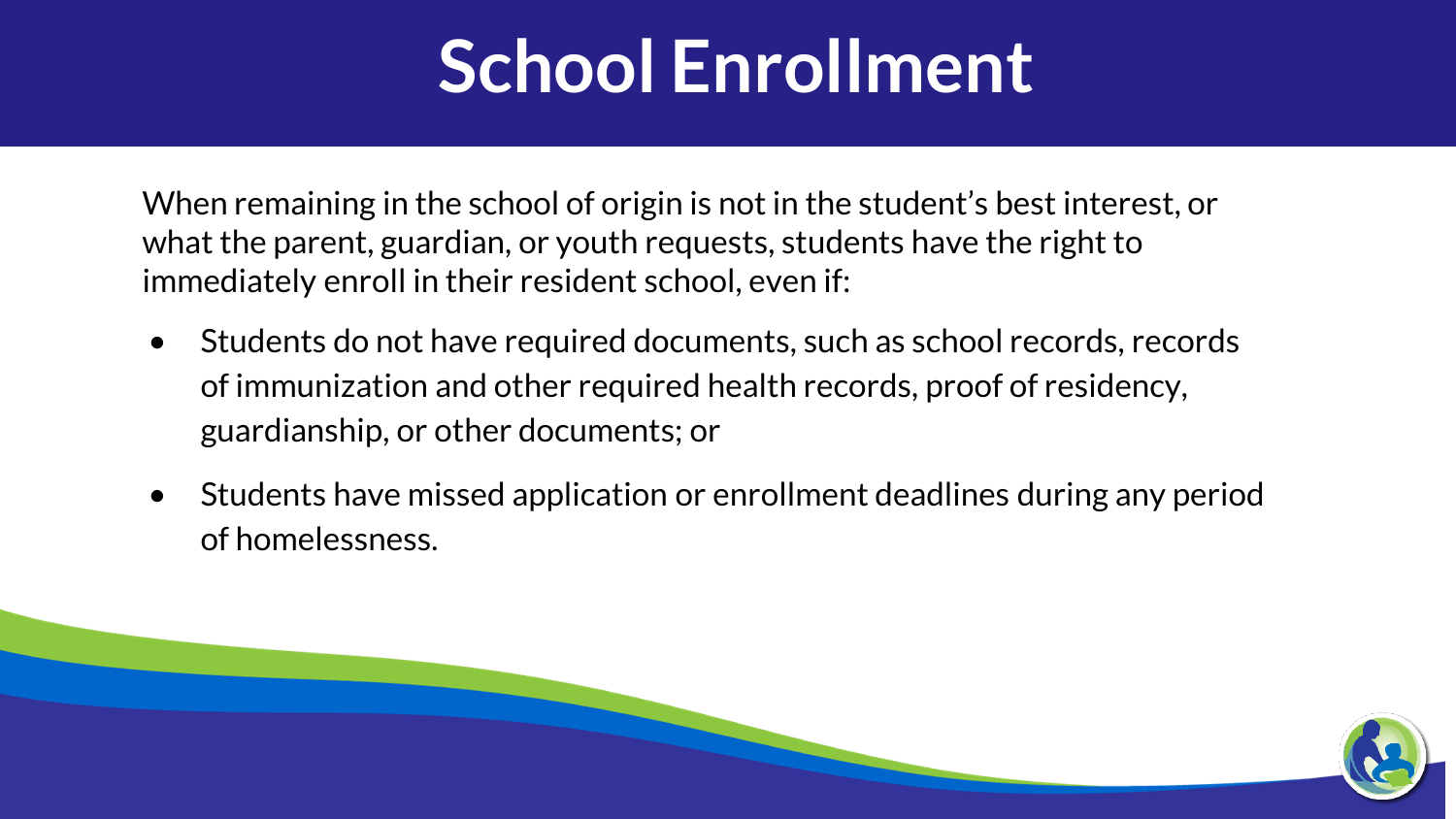# School Enrollment

When remaining in the school of origin is not in the student's best interest, or what the parent, guardian, or youth requests, students have the right to immediately enroll in their resident school, even if:

- Students do not have required documents, such as school records, records of immunization and other required health records, proof of residency, guardianship, or other documents; or
- Students have missed application or enrollment deadlines during any period of homelessness.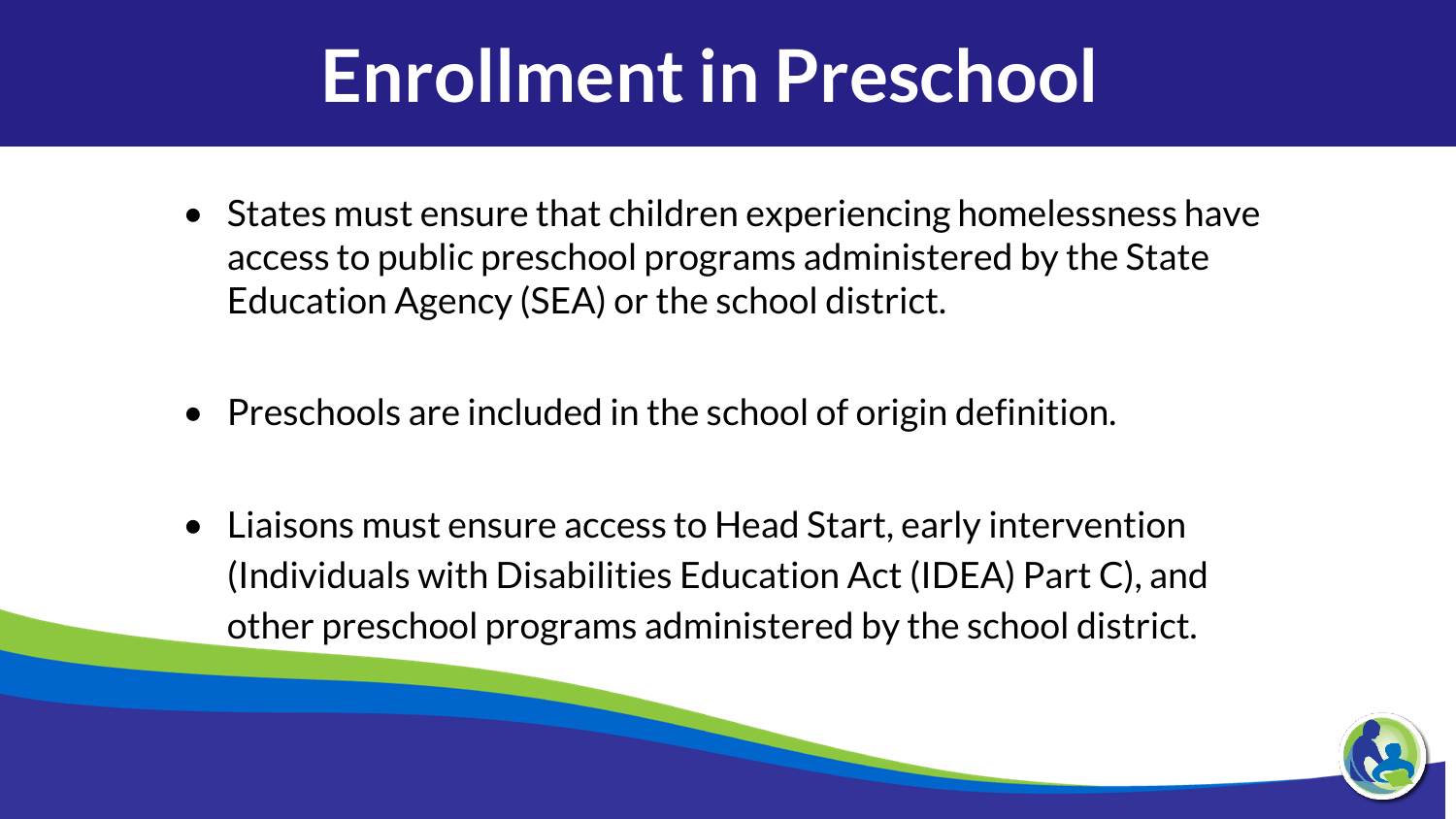# Enrollment in Preschool

- States must ensure that children experiencing homelessness have access to public preschool programs administered by the State Education Agency (SEA) or the school district.
- Preschools are included in the school of origin definition.
- Liaisons must ensure access to Head Start, early intervention (Individuals with Disabilities Education Act (IDEA) Part C), and other preschool programs administered by the school district.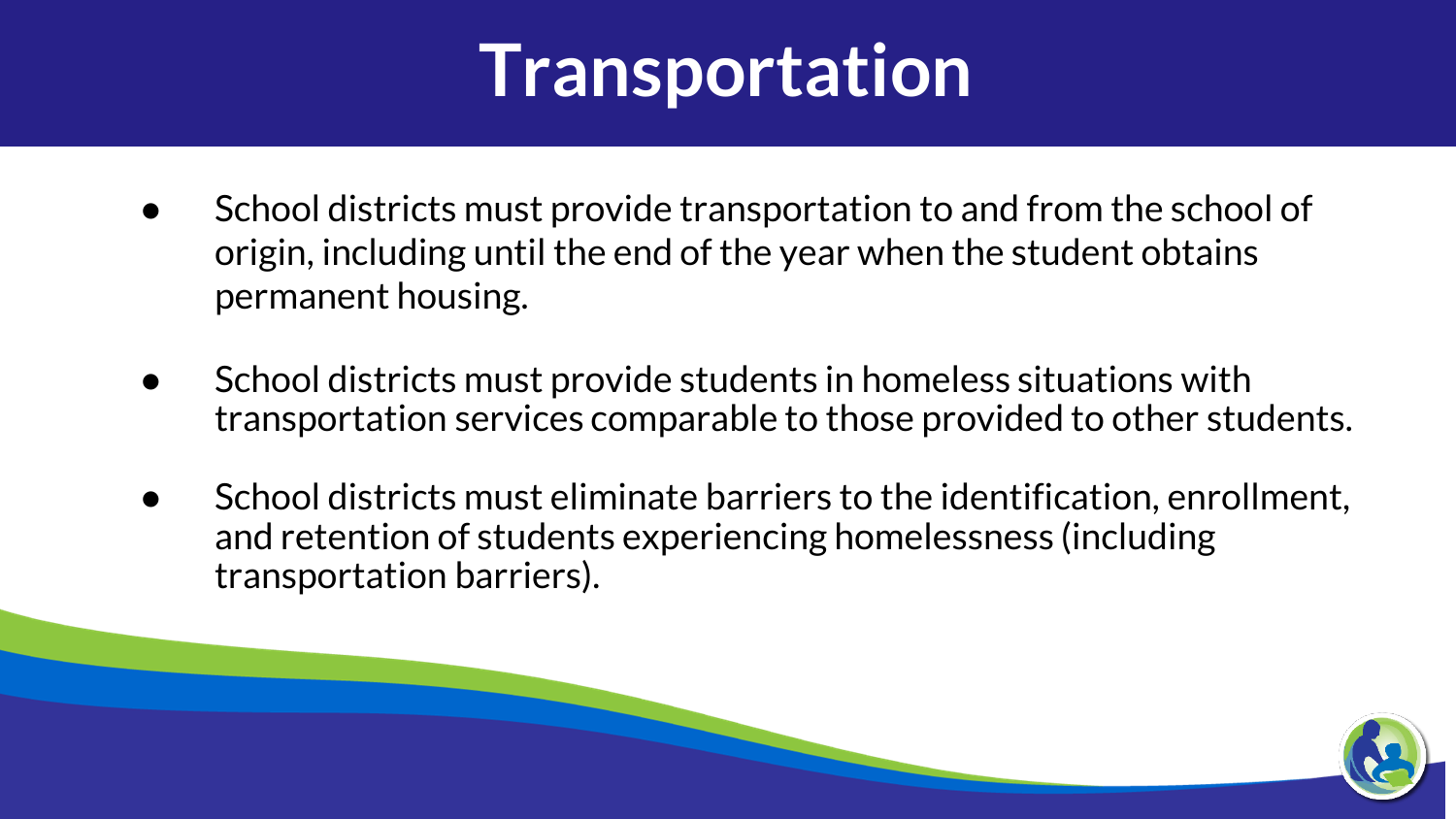# Transportation

- School districts must provide transportation to and from the school of origin, including until the end of the year when the student obtains permanent housing.

- School districts must provide students in homeless situations with transportation services comparable to those provided to other students.

- School districts must eliminate barriers to the identification, enrollment, and retention of students experiencing homelessness (including transportation barriers).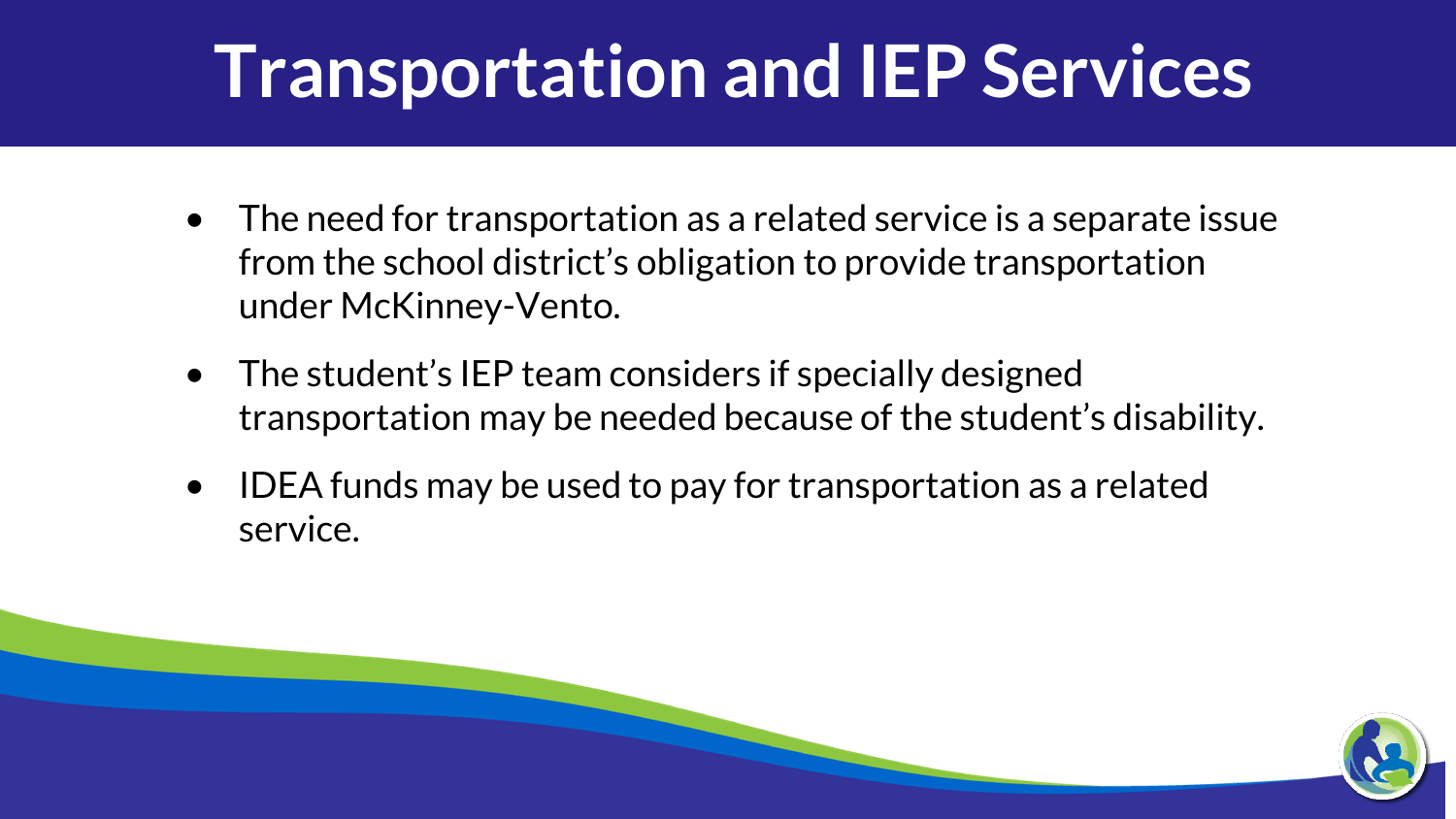# Transportation and IEP Services

- The need for transportation as a related service is a separate issue from the school district's obligation to provide transportation under McKinney-Vento.
- The student's IEP team considers if specially designed transportation may be needed because of the student's disability.
- IDEA funds may be used to pay for transportation as a related service.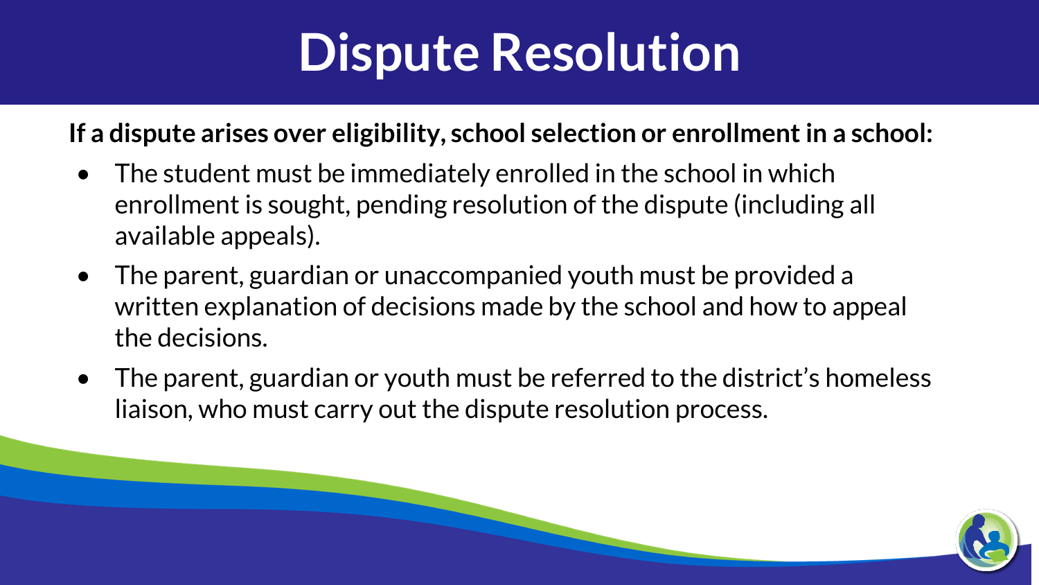# Dispute Resolution

**If a dispute arises over eligibility, school selection or enrollment in a school:**

- The student must be immediately enrolled in the school in which enrollment is sought, pending resolution of the dispute (including all available appeals).
- The parent, guardian or unaccompanied youth must be provided a written explanation of decisions made by the school and how to appeal the decisions.
- The parent, guardian or youth must be referred to the district's homeless liaison, who must carry out the dispute resolution process.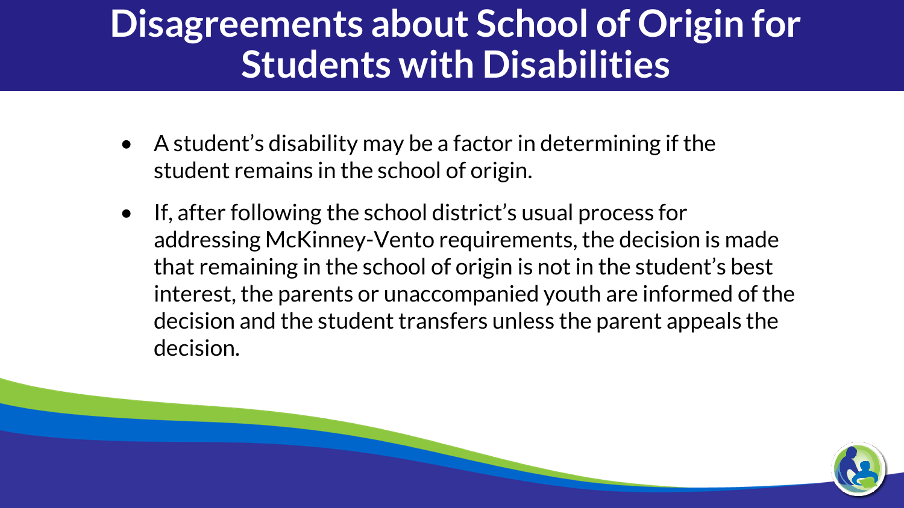# Disagreements about School of Origin for Students with Disabilities

- A student's disability may be a factor in determining if the student remains in the school of origin.
- If, after following the school district's usual process for addressing McKinney-Vento requirements, the decision is made that remaining in the school of origin is not in the student's best interest, the parents or unaccompanied youth are informed of the decision and the student transfers unless the parent appeals the decision.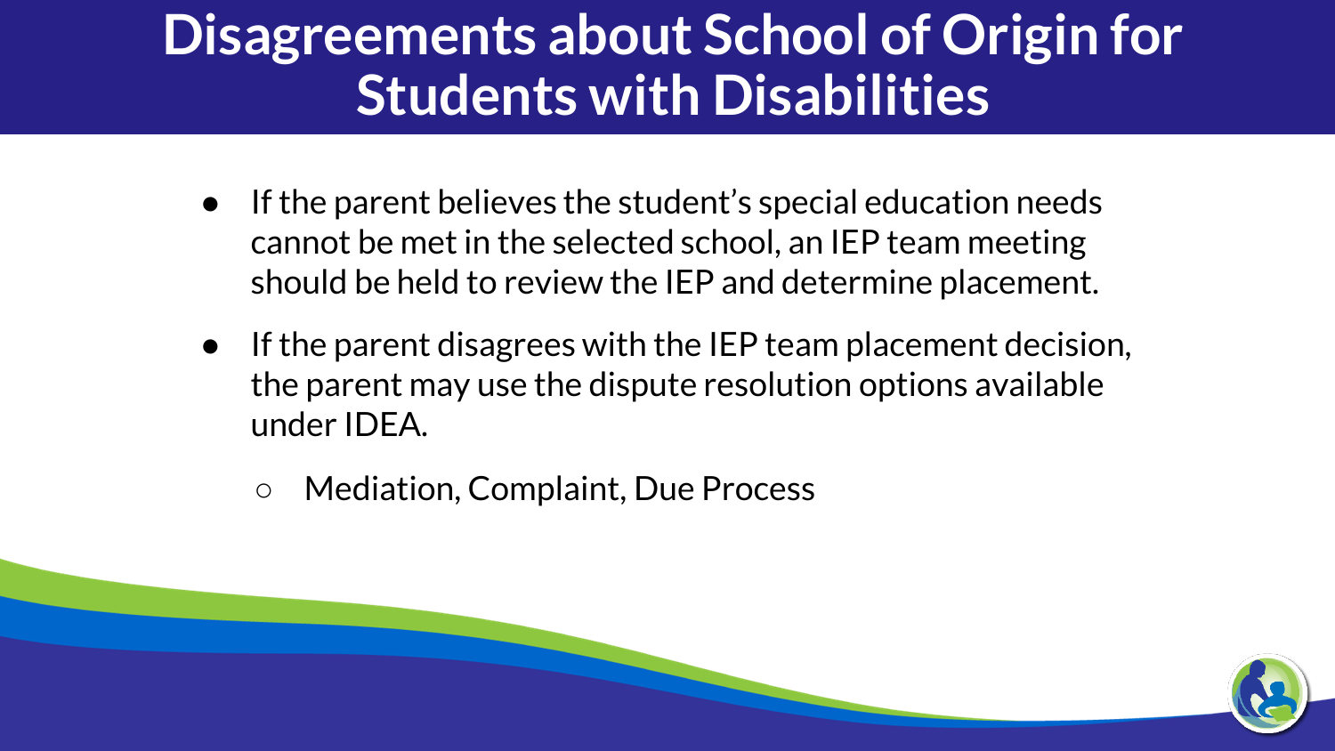# Disagreements about School of Origin for Students with Disabilities

- If the parent believes the student's special education needs cannot be met in the selected school, an IEP team meeting should be held to review the IEP and determine placement.
- If the parent disagrees with the IEP team placement decision, the parent may use the dispute resolution options available under IDEA.
  - Mediation, Complaint, Due Process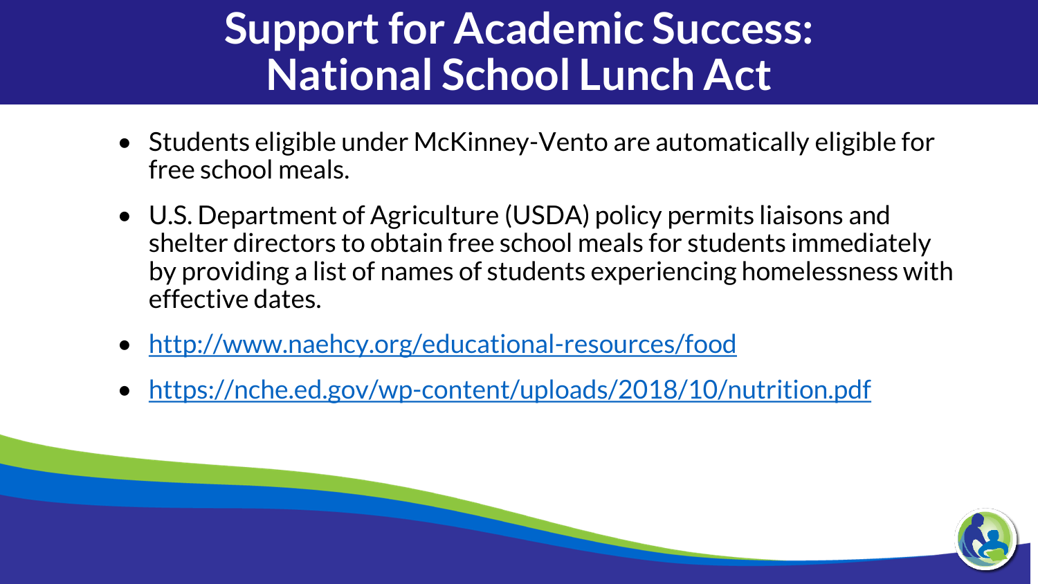# Support for Academic Success: National School Lunch Act

- Students eligible under McKinney-Vento are automatically eligible for free school meals.
- U.S. Department of Agriculture (USDA) policy permits liaisons and shelter directors to obtain free school meals for students immediately by providing a list of names of students experiencing homelessness with effective dates.
- [http://www.naehcy.org/educational-resources/food](http://www.naehcy.org/educational-resources/food)
- [https://nche.ed.gov/wp-content/uploads/2018/10/nutrition.pdf](https://nche.ed.gov/wp-content/uploads/2018/10/nutrition.pdf)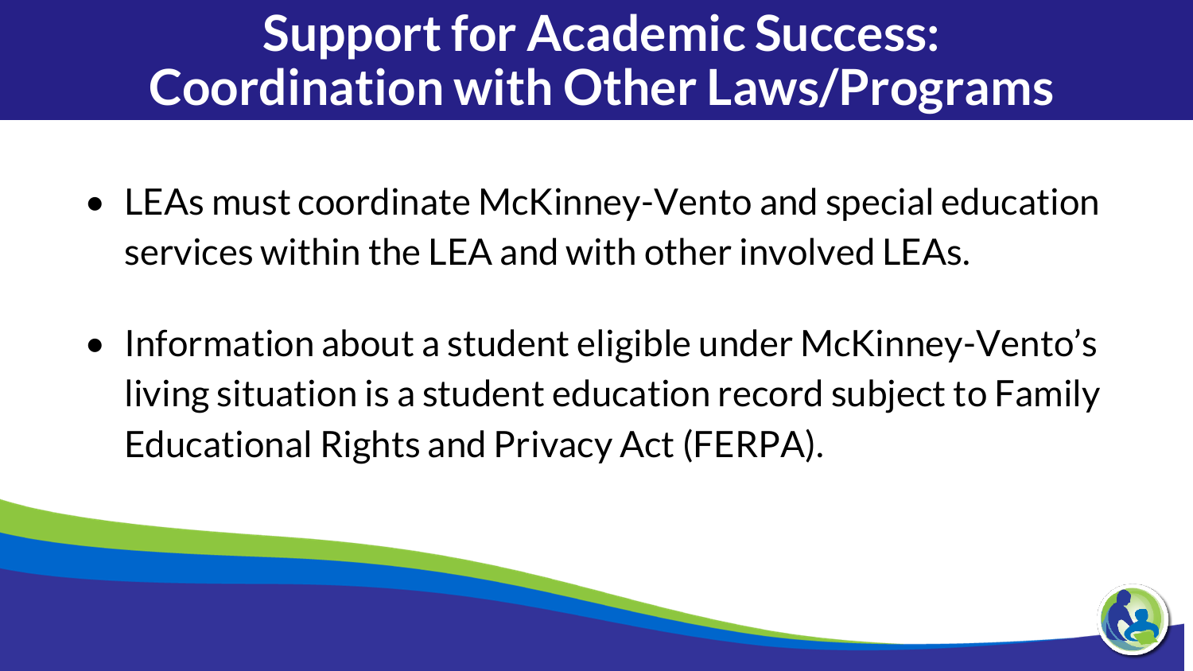# Support for Academic Success: Coordination with Other Laws/Programs

- LEAs must coordinate McKinney-Vento and special education services within the LEA and with other involved LEAs.
- Information about a student eligible under McKinney-Vento's living situation is a student education record subject to Family Educational Rights and Privacy Act (FERPA).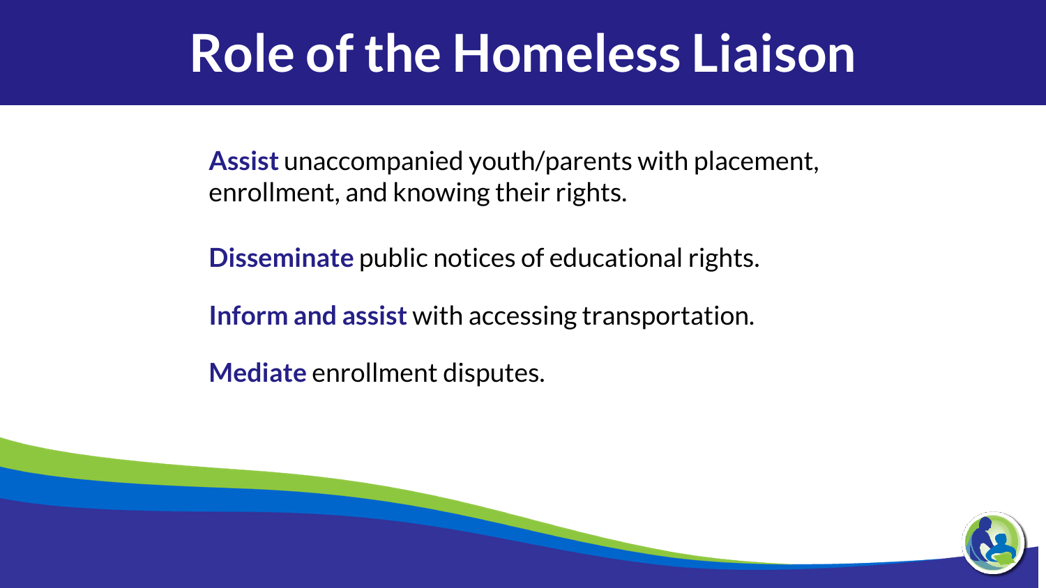# Role of the Homeless Liaison

**Assist** unaccompanied youth/parents with placement, enrollment, and knowing their rights.

**Disseminate** public notices of educational rights.

**Inform and assist** with accessing transportation.

**Mediate** enrollment disputes.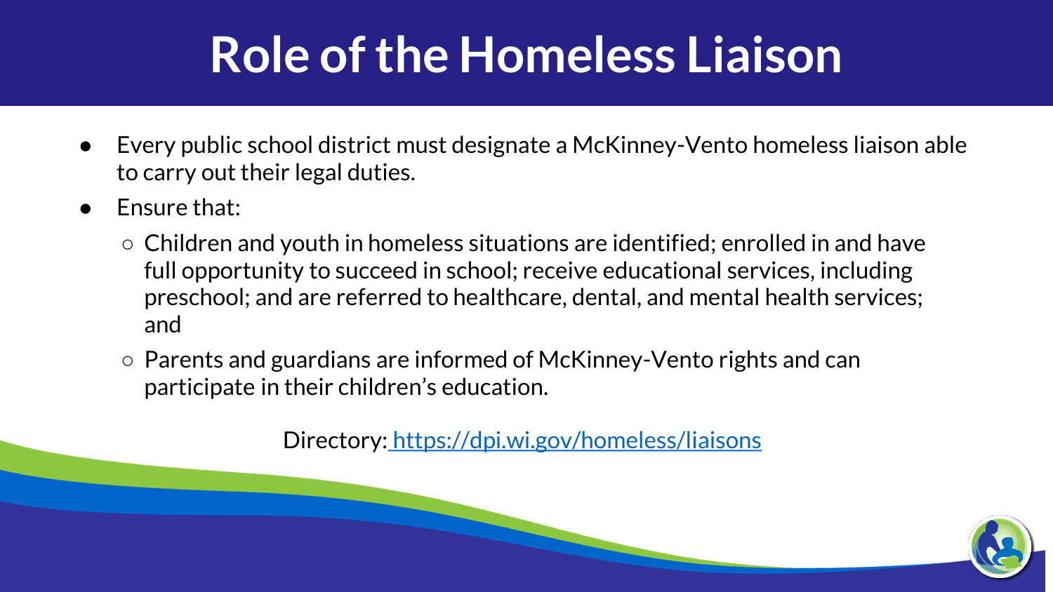# Role of the Homeless Liaison

- Every public school district must designate a McKinney-Vento homeless liaison able to carry out their legal duties.
- Ensure that:
  - Children and youth in homeless situations are identified; enrolled in and have full opportunity to succeed in school; receive educational services, including preschool; and are referred to healthcare, dental, and mental health services; and
  - Parents and guardians are informed of McKinney-Vento rights and can participate in their children's education.

Directory: [https://dpi.wi.gov/homeless/liaisons](https://dpi.wi.gov/homeless/liaisons)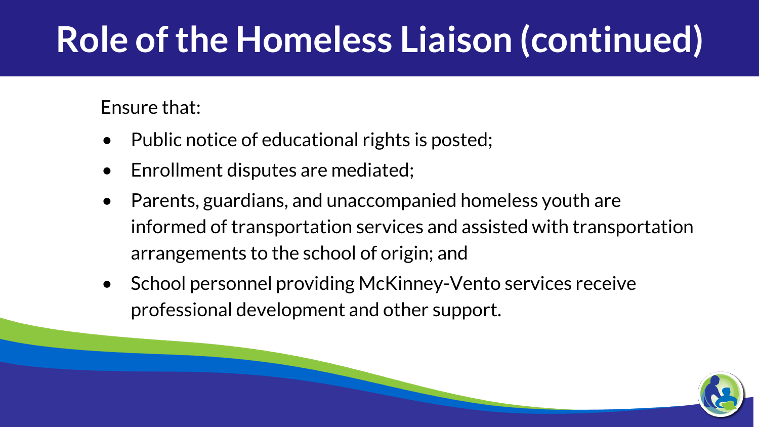# Role of the Homeless Liaison (continued)

Ensure that:

- Public notice of educational rights is posted;
- Enrollment disputes are mediated;
- Parents, guardians, and unaccompanied homeless youth are informed of transportation services and assisted with transportation arrangements to the school of origin; and
- School personnel providing McKinney-Vento services receive professional development and other support.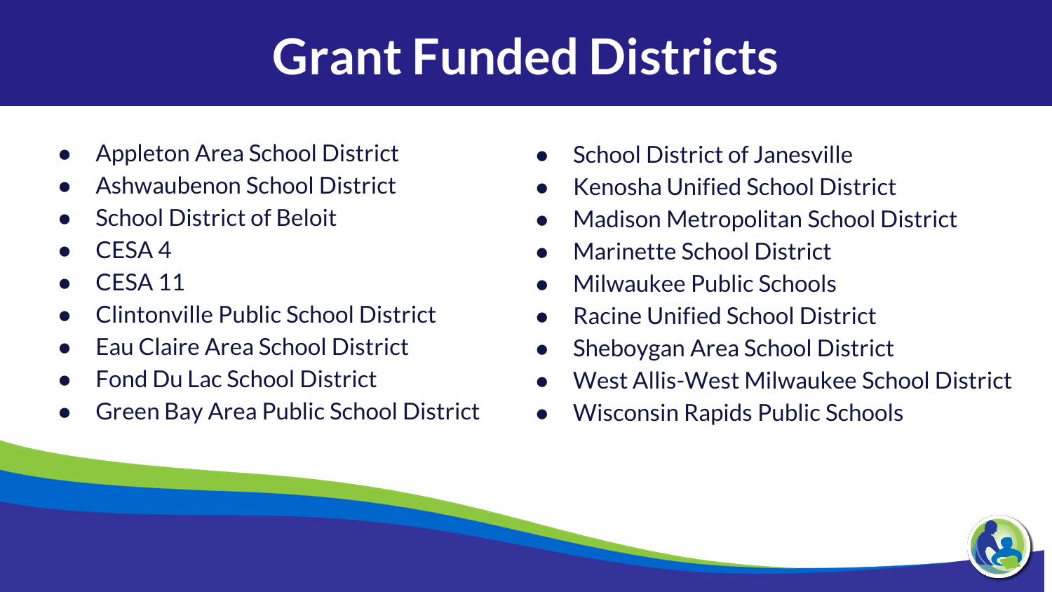# Grant Funded Districts

- Appleton Area School District
- Ashwaubenon School District
- School District of Beloit
- CESA 4
- CESA 11
- Clintonville Public School District
- Eau Claire Area School District
- Fond Du Lac School District
- Green Bay Area Public School District
- School District of Janesville
- Kenosha Unified School District
- Madison Metropolitan School District
- Marinette School District
- Milwaukee Public Schools
- Racine Unified School District
- Sheboygan Area School District
- West Allis-West Milwaukee School District
- Wisconsin Rapids Public Schools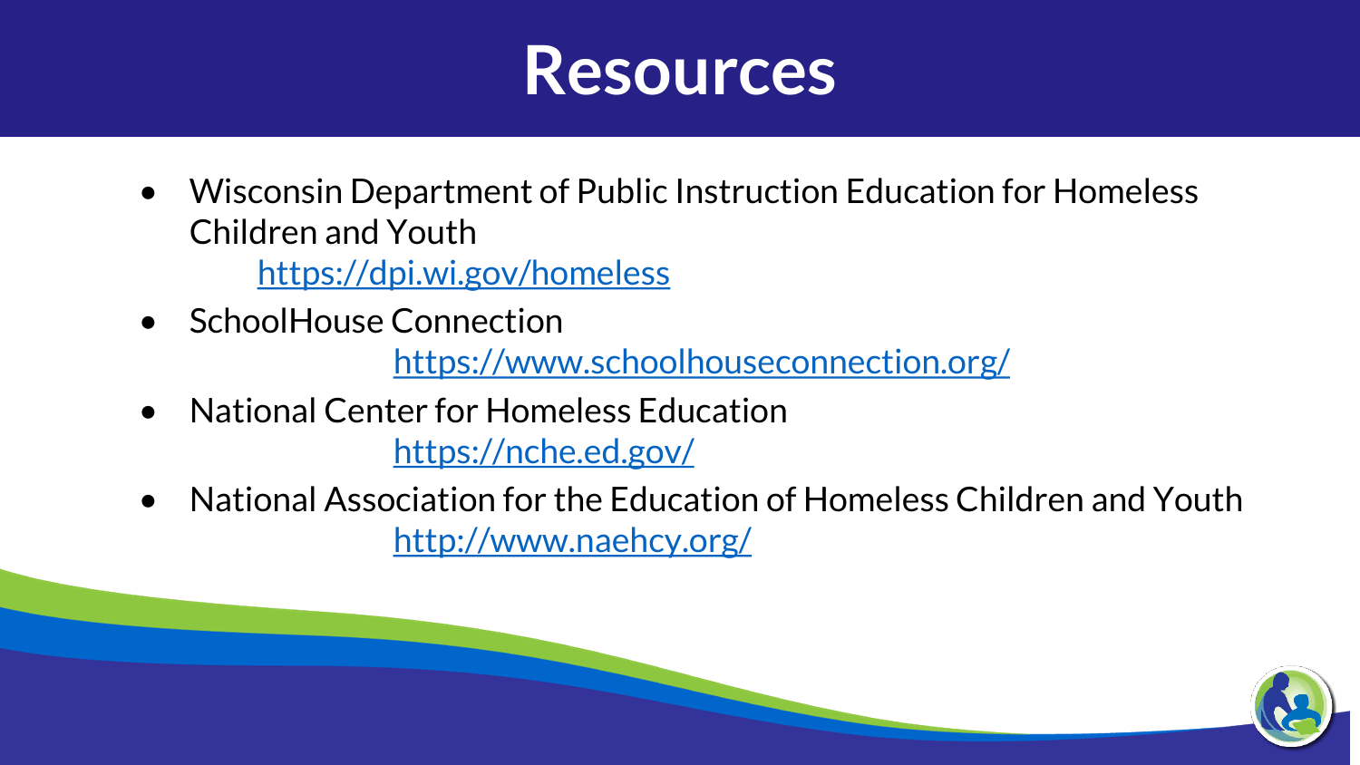# Resources

- Wisconsin Department of Public Instruction Education for Homeless Children and Youth
  https://dpi.wi.gov/homeless
- SchoolHouse Connection
  https://www.schoolhouseconnection.org/
- National Center for Homeless Education
  https://nche.ed.gov/
- National Association for the Education of Homeless Children and Youth
  http://www.naehcy.org/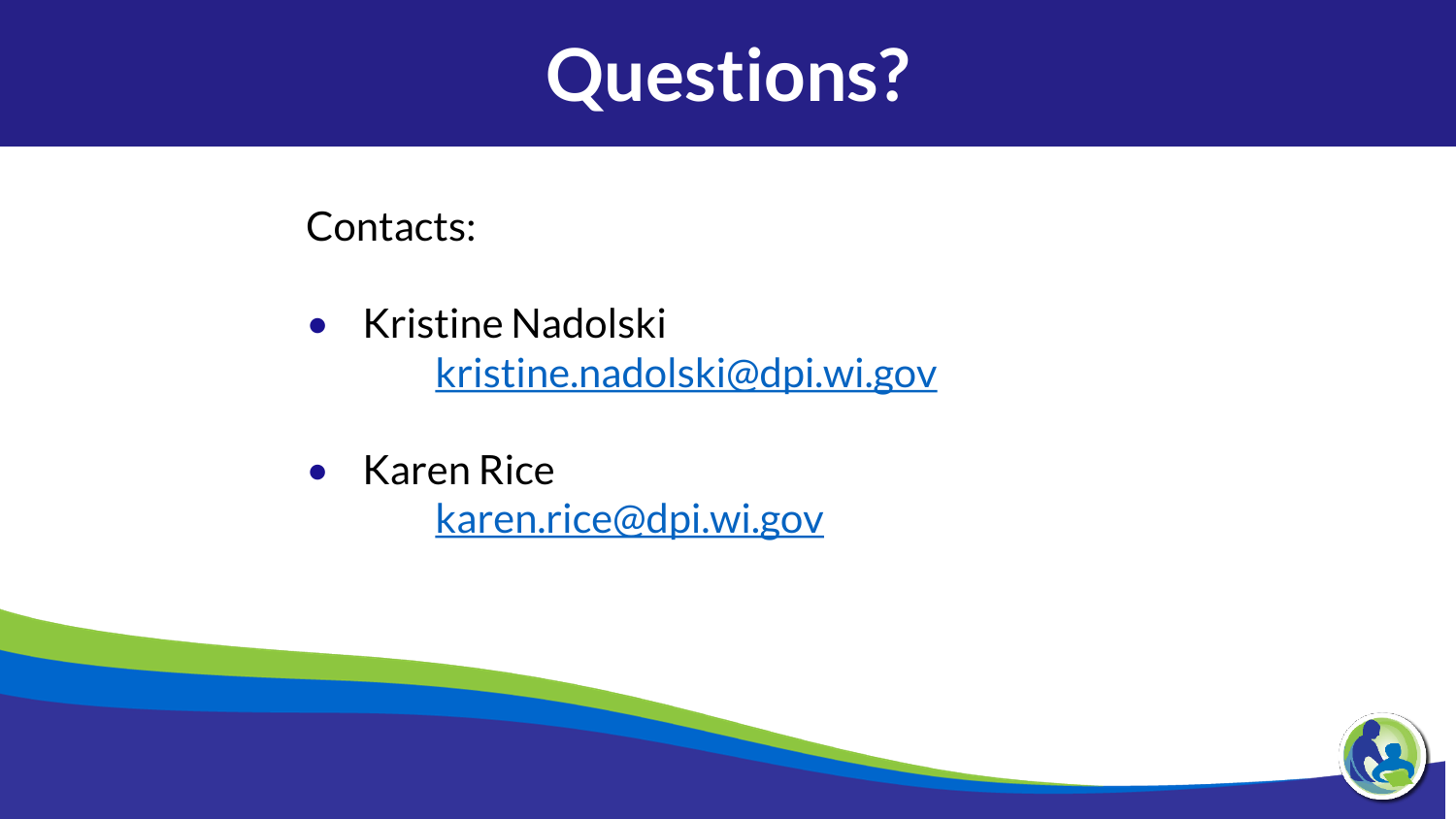# Questions?

Contacts:

- Kristine Nadolski
  kristine.nadolski@dpi.wi.gov

- Karen Rice
  karen.rice@dpi.wi.gov